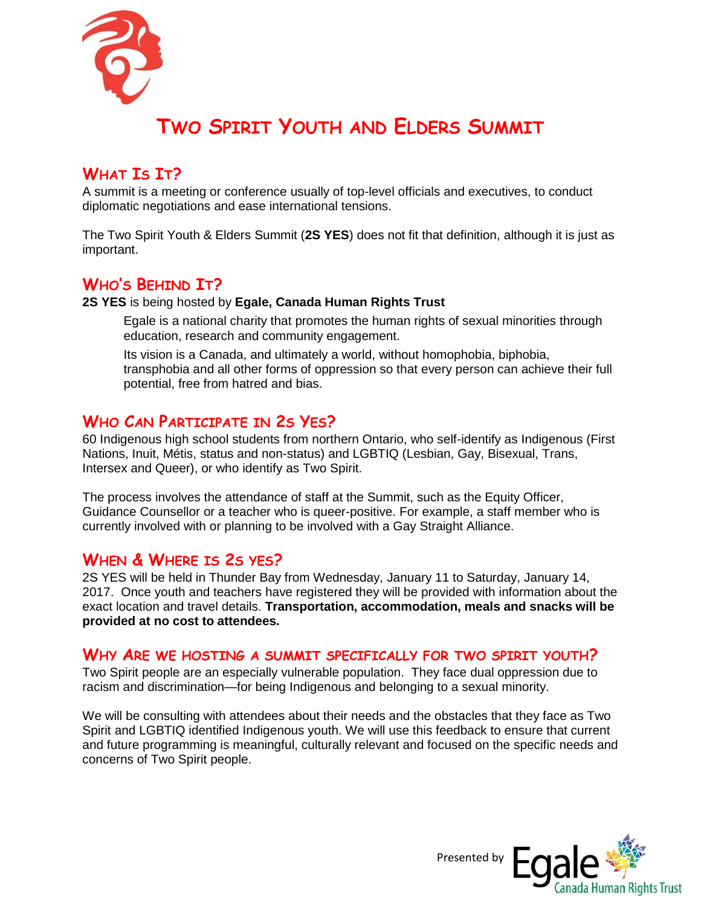# Two Spirit Youth and Elders Summit

## What Is It?

A summit is a meeting or conference usually of top-level officials and executives, to conduct diplomatic negotiations and ease international tensions.

The Two Spirit Youth & Elders Summit (**2S YES**) does not fit that definition, although it is just as important.

## Who's Behind It?

**2S YES** is being hosted by **Egale, Canada Human Rights Trust**

> Egale is a national charity that promotes the human rights of sexual minorities through education, research and community engagement.
>
> Its vision is a Canada, and ultimately a world, without homophobia, biphobia, transphobia and all other forms of oppression so that every person can achieve their full potential, free from hatred and bias.

## Who Can Participate in 2S YES?

60 Indigenous high school students from northern Ontario, who self-identify as Indigenous (First Nations, Inuit, Métis, status and non-status) and LGBTIQ (Lesbian, Gay, Bisexual, Trans, Intersex and Queer), or who identify as Two Spirit.

The process involves the attendance of staff at the Summit, such as the Equity Officer, Guidance Counsellor or a teacher who is queer-positive. For example, a staff member who is currently involved with or planning to be involved with a Gay Straight Alliance.

## When & Where is 2S YES?

2S YES will be held in Thunder Bay from Wednesday, January 11 to Saturday, January 14, 2017. Once youth and teachers have registered they will be provided with information about the exact location and travel details. **Transportation, accommodation, meals and snacks will be provided at no cost to attendees.**

## Why Are We Hosting a Summit Specifically for Two Spirit Youth?

Two Spirit people are an especially vulnerable population. They face dual oppression due to racism and discrimination—for being Indigenous and belonging to a sexual minority.

We will be consulting with attendees about their needs and the obstacles that they face as Two Spirit and LGBTIQ identified Indigenous youth. We will use this feedback to ensure that current and future programming is meaningful, culturally relevant and focused on the specific needs and concerns of Two Spirit people.

Presented by Egale Canada Human Rights Trust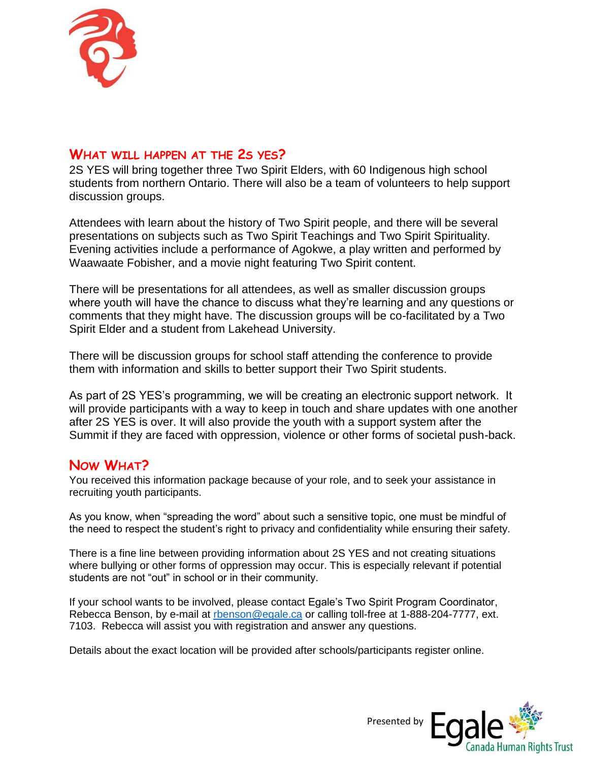## What will happen at the 2s yes?

2S YES will bring together three Two Spirit Elders, with 60 Indigenous high school students from northern Ontario. There will also be a team of volunteers to help support discussion groups.

Attendees with learn about the history of Two Spirit people, and there will be several presentations on subjects such as Two Spirit Teachings and Two Spirit Spirituality. Evening activities include a performance of Agokwe, a play written and performed by Waawaate Fobisher, and a movie night featuring Two Spirit content.

There will be presentations for all attendees, as well as smaller discussion groups where youth will have the chance to discuss what they're learning and any questions or comments that they might have. The discussion groups will be co-facilitated by a Two Spirit Elder and a student from Lakehead University.

There will be discussion groups for school staff attending the conference to provide them with information and skills to better support their Two Spirit students.

As part of 2S YES's programming, we will be creating an electronic support network. It will provide participants with a way to keep in touch and share updates with one another after 2S YES is over. It will also provide the youth with a support system after the Summit if they are faced with oppression, violence or other forms of societal push-back.

## Now What?

You received this information package because of your role, and to seek your assistance in recruiting youth participants.

As you know, when "spreading the word" about such a sensitive topic, one must be mindful of the need to respect the student's right to privacy and confidentiality while ensuring their safety.

There is a fine line between providing information about 2S YES and not creating situations where bullying or other forms of oppression may occur. This is especially relevant if potential students are not "out" in school or in their community.

If your school wants to be involved, please contact Egale's Two Spirit Program Coordinator, Rebecca Benson, by e-mail at rbenson@egale.ca or calling toll-free at 1-888-204-7777, ext. 7103. Rebecca will assist you with registration and answer any questions.

Details about the exact location will be provided after schools/participants register online.

Presented by Egale Canada Human Rights Trust